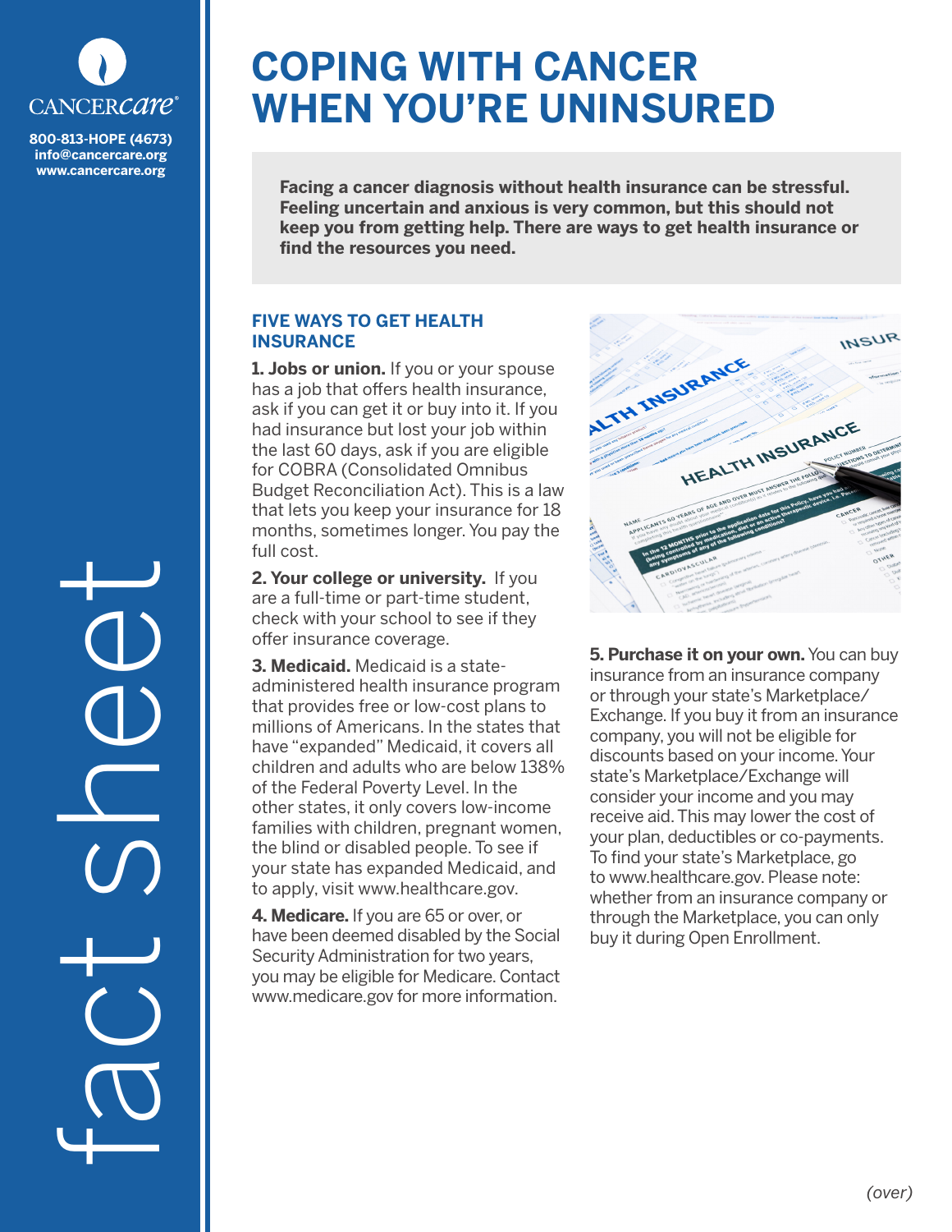CANCERcare®

800-813-HOPE (4673)
info@cancercare.org
www.cancercare.org

fact sheet

# COPING WITH CANCER WHEN YOU'RE UNINSURED

**Facing a cancer diagnosis without health insurance can be stressful. Feeling uncertain and anxious is very common, but this should not keep you from getting help. There are ways to get health insurance or find the resources you need.**

## FIVE WAYS TO GET HEALTH INSURANCE

**1. Jobs or union.** If you or your spouse has a job that offers health insurance, ask if you can get it or buy into it. If you had insurance but lost your job within the last 60 days, ask if you are eligible for COBRA (Consolidated Omnibus Budget Reconciliation Act). This is a law that lets you keep your insurance for 18 months, sometimes longer. You pay the full cost.

**2. Your college or university.** If you are a full-time or part-time student, check with your school to see if they offer insurance coverage.

**3. Medicaid.** Medicaid is a state-administered health insurance program that provides free or low-cost plans to millions of Americans. In the states that have "expanded" Medicaid, it covers all children and adults who are below 138% of the Federal Poverty Level. In the other states, it only covers low-income families with children, pregnant women, the blind or disabled people. To see if your state has expanded Medicaid, and to apply, visit www.healthcare.gov.

**4. Medicare.** If you are 65 or over, or have been deemed disabled by the Social Security Administration for two years, you may be eligible for Medicare. Contact www.medicare.gov for more information.

**5. Purchase it on your own.** You can buy insurance from an insurance company or through your state's Marketplace/Exchange. If you buy it from an insurance company, you will not be eligible for discounts based on your income. Your state's Marketplace/Exchange will consider your income and you may receive aid. This may lower the cost of your plan, deductibles or co-payments. To find your state's Marketplace, go to www.healthcare.gov. Please note: whether from an insurance company or through the Marketplace, you can only buy it during Open Enrollment.

*(over)*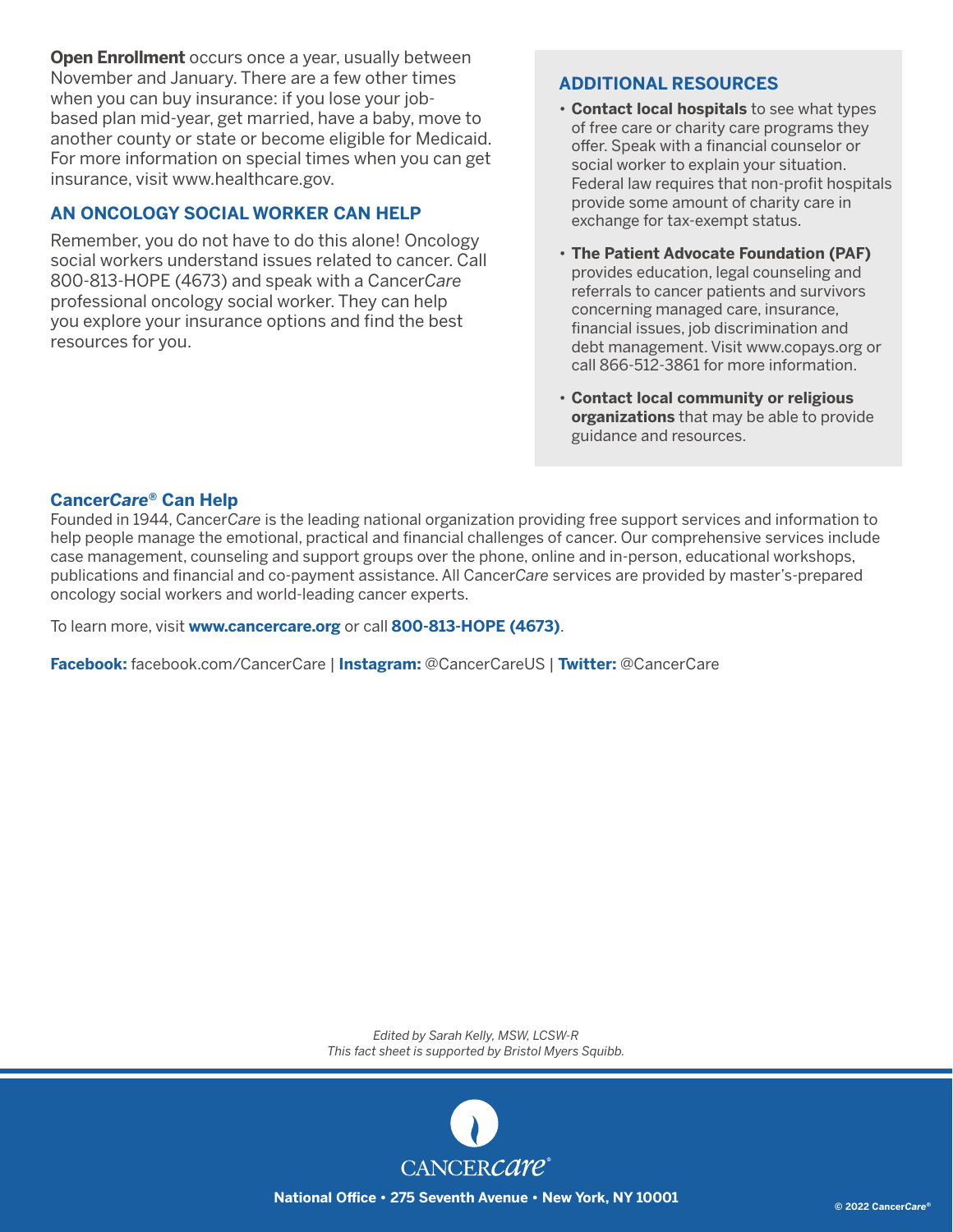**Open Enrollment** occurs once a year, usually between November and January. There are a few other times when you can buy insurance: if you lose your job-based plan mid-year, get married, have a baby, move to another county or state or become eligible for Medicaid. For more information on special times when you can get insurance, visit www.healthcare.gov.

## AN ONCOLOGY SOCIAL WORKER CAN HELP

Remember, you do not have to do this alone! Oncology social workers understand issues related to cancer. Call 800-813-HOPE (4673) and speak with a Cancer*Care* professional oncology social worker. They can help you explore your insurance options and find the best resources for you.

## ADDITIONAL RESOURCES

- **Contact local hospitals** to see what types of free care or charity care programs they offer. Speak with a financial counselor or social worker to explain your situation. Federal law requires that non-profit hospitals provide some amount of charity care in exchange for tax-exempt status.
- **The Patient Advocate Foundation (PAF)** provides education, legal counseling and referrals to cancer patients and survivors concerning managed care, insurance, financial issues, job discrimination and debt management. Visit www.copays.org or call 866-512-3861 for more information.
- **Contact local community or religious organizations** that may be able to provide guidance and resources.

## Cancer*Care*® Can Help

Founded in 1944, Cancer*Care* is the leading national organization providing free support services and information to help people manage the emotional, practical and financial challenges of cancer. Our comprehensive services include case management, counseling and support groups over the phone, online and in-person, educational workshops, publications and financial and co-payment assistance. All Cancer*Care* services are provided by master's-prepared oncology social workers and world-leading cancer experts.

To learn more, visit **www.cancercare.org** or call **800-813-HOPE (4673)**.

**Facebook:** facebook.com/CancerCare | **Instagram:** @CancerCareUS | **Twitter:** @CancerCare

*Edited by Sarah Kelly, MSW, LCSW-R*
*This fact sheet is supported by Bristol Myers Squibb.*

CANCER*care*®

**National Office • 275 Seventh Avenue • New York, NY 10001**

**© 2022 CancerCare®**